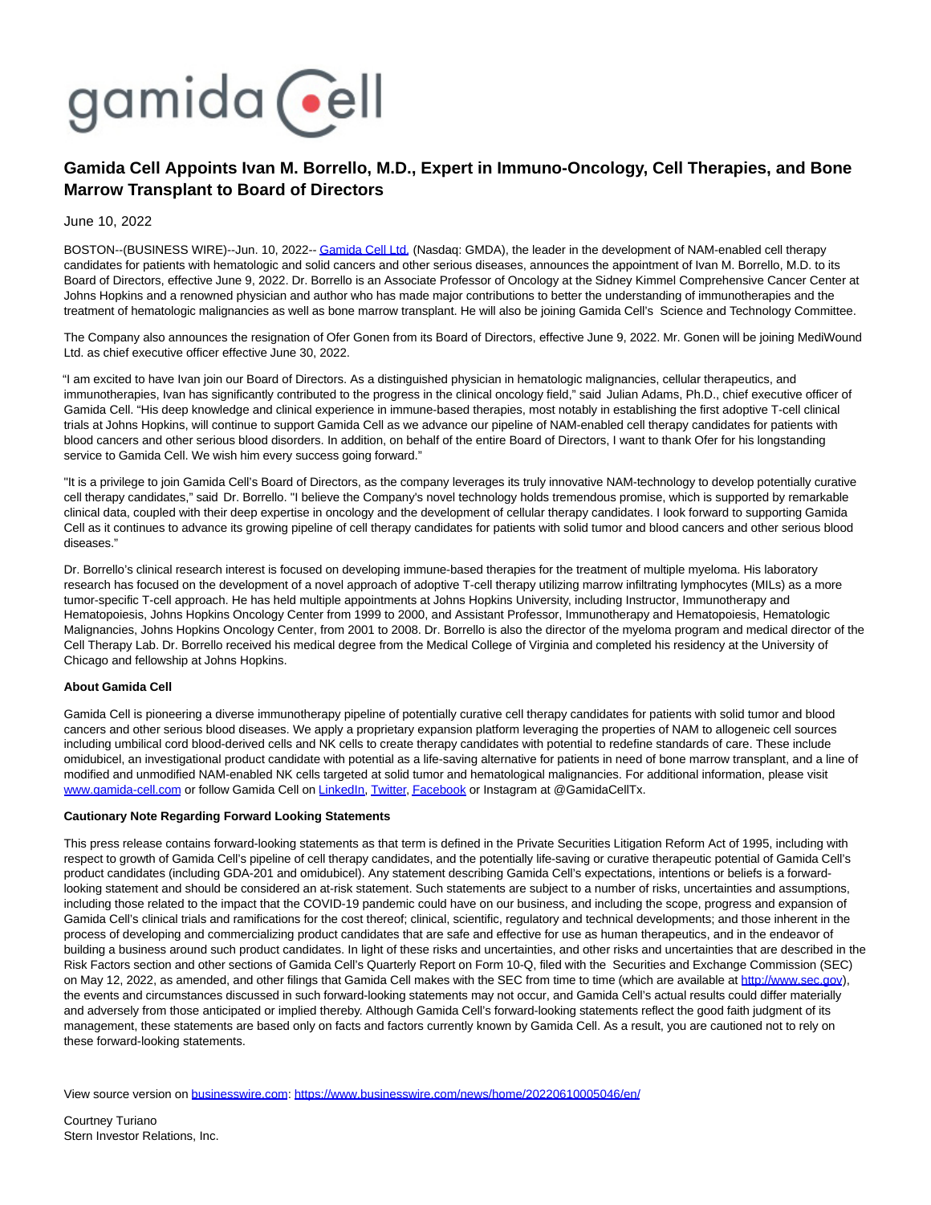gamida Cell

# Gamida Cell Appoints Ivan M. Borrello, M.D., Expert in Immuno-Oncology, Cell Therapies, and Bone Marrow Transplant to Board of Directors

June 10, 2022

BOSTON--(BUSINESS WIRE)--Jun. 10, 2022-- Gamida Cell Ltd. (Nasdaq: GMDA), the leader in the development of NAM-enabled cell therapy candidates for patients with hematologic and solid cancers and other serious diseases, announces the appointment of Ivan M. Borrello, M.D. to its Board of Directors, effective June 9, 2022. Dr. Borrello is an Associate Professor of Oncology at the Sidney Kimmel Comprehensive Cancer Center at Johns Hopkins and a renowned physician and author who has made major contributions to better the understanding of immunotherapies and the treatment of hematologic malignancies as well as bone marrow transplant. He will also be joining Gamida Cell's Science and Technology Committee.

The Company also announces the resignation of Ofer Gonen from its Board of Directors, effective June 9, 2022. Mr. Gonen will be joining MediWound Ltd. as chief executive officer effective June 30, 2022.

"I am excited to have Ivan join our Board of Directors. As a distinguished physician in hematologic malignancies, cellular therapeutics, and immunotherapies, Ivan has significantly contributed to the progress in the clinical oncology field," said Julian Adams, Ph.D., chief executive officer of Gamida Cell. "His deep knowledge and clinical experience in immune-based therapies, most notably in establishing the first adoptive T-cell clinical trials at Johns Hopkins, will continue to support Gamida Cell as we advance our pipeline of NAM-enabled cell therapy candidates for patients with blood cancers and other serious blood disorders. In addition, on behalf of the entire Board of Directors, I want to thank Ofer for his longstanding service to Gamida Cell. We wish him every success going forward."

"It is a privilege to join Gamida Cell's Board of Directors, as the company leverages its truly innovative NAM-technology to develop potentially curative cell therapy candidates," said Dr. Borrello. "I believe the Company's novel technology holds tremendous promise, which is supported by remarkable clinical data, coupled with their deep expertise in oncology and the development of cellular therapy candidates. I look forward to supporting Gamida Cell as it continues to advance its growing pipeline of cell therapy candidates for patients with solid tumor and blood cancers and other serious blood diseases."

Dr. Borrello's clinical research interest is focused on developing immune-based therapies for the treatment of multiple myeloma. His laboratory research has focused on the development of a novel approach of adoptive T-cell therapy utilizing marrow infiltrating lymphocytes (MILs) as a more tumor-specific T-cell approach. He has held multiple appointments at Johns Hopkins University, including Instructor, Immunotherapy and Hematopoiesis, Johns Hopkins Oncology Center from 1999 to 2000, and Assistant Professor, Immunotherapy and Hematopoiesis, Hematologic Malignancies, Johns Hopkins Oncology Center, from 2001 to 2008. Dr. Borrello is also the director of the myeloma program and medical director of the Cell Therapy Lab. Dr. Borrello received his medical degree from the Medical College of Virginia and completed his residency at the University of Chicago and fellowship at Johns Hopkins.

**About Gamida Cell**

Gamida Cell is pioneering a diverse immunotherapy pipeline of potentially curative cell therapy candidates for patients with solid tumor and blood cancers and other serious blood diseases. We apply a proprietary expansion platform leveraging the properties of NAM to allogeneic cell sources including umbilical cord blood-derived cells and NK cells to create therapy candidates with potential to redefine standards of care. These include omidubicel, an investigational product candidate with potential as a life-saving alternative for patients in need of bone marrow transplant, and a line of modified and unmodified NAM-enabled NK cells targeted at solid tumor and hematological malignancies. For additional information, please visit www.gamida-cell.com or follow Gamida Cell on LinkedIn, Twitter, Facebook or Instagram at @GamidaCellTx.

**Cautionary Note Regarding Forward Looking Statements**

This press release contains forward-looking statements as that term is defined in the Private Securities Litigation Reform Act of 1995, including with respect to growth of Gamida Cell's pipeline of cell therapy candidates, and the potentially life-saving or curative therapeutic potential of Gamida Cell's product candidates (including GDA-201 and omidubicel). Any statement describing Gamida Cell's expectations, intentions or beliefs is a forward-looking statement and should be considered an at-risk statement. Such statements are subject to a number of risks, uncertainties and assumptions, including those related to the impact that the COVID-19 pandemic could have on our business, and including the scope, progress and expansion of Gamida Cell's clinical trials and ramifications for the cost thereof; clinical, scientific, regulatory and technical developments; and those inherent in the process of developing and commercializing product candidates that are safe and effective for use as human therapeutics, and in the endeavor of building a business around such product candidates. In light of these risks and uncertainties, and other risks and uncertainties that are described in the Risk Factors section and other sections of Gamida Cell's Quarterly Report on Form 10-Q, filed with the Securities and Exchange Commission (SEC) on May 12, 2022, as amended, and other filings that Gamida Cell makes with the SEC from time to time (which are available at http://www.sec.gov), the events and circumstances discussed in such forward-looking statements may not occur, and Gamida Cell's actual results could differ materially and adversely from those anticipated or implied thereby. Although Gamida Cell's forward-looking statements reflect the good faith judgment of its management, these statements are based only on facts and factors currently known by Gamida Cell. As a result, you are cautioned not to rely on these forward-looking statements.

View source version on businesswire.com: https://www.businesswire.com/news/home/20220610005046/en/

Courtney Turiano
Stern Investor Relations, Inc.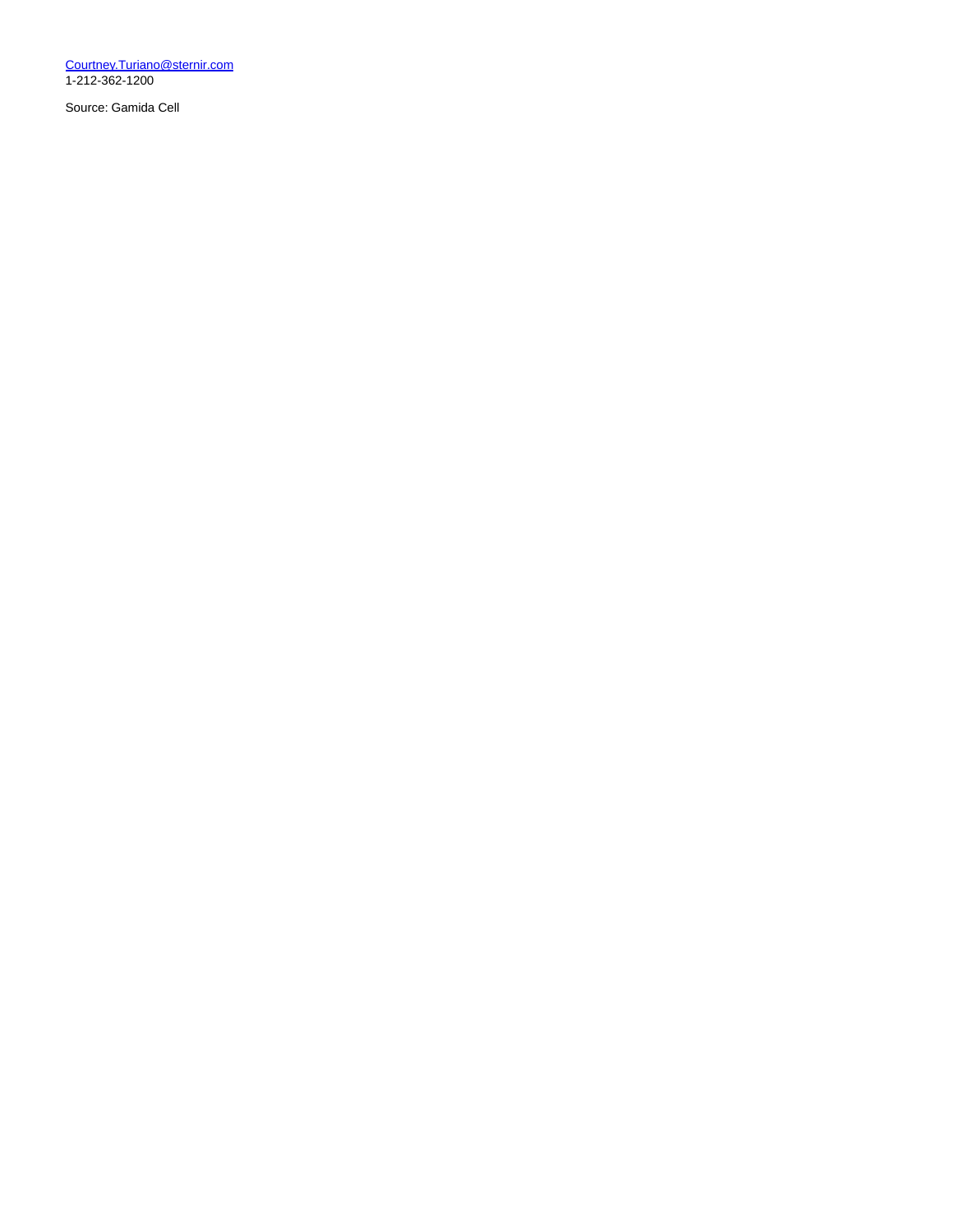[Courtney.Turiano@sternir.com](mailto:Courtney.Turiano@sternir.com)
1-212-362-1200

Source: Gamida Cell